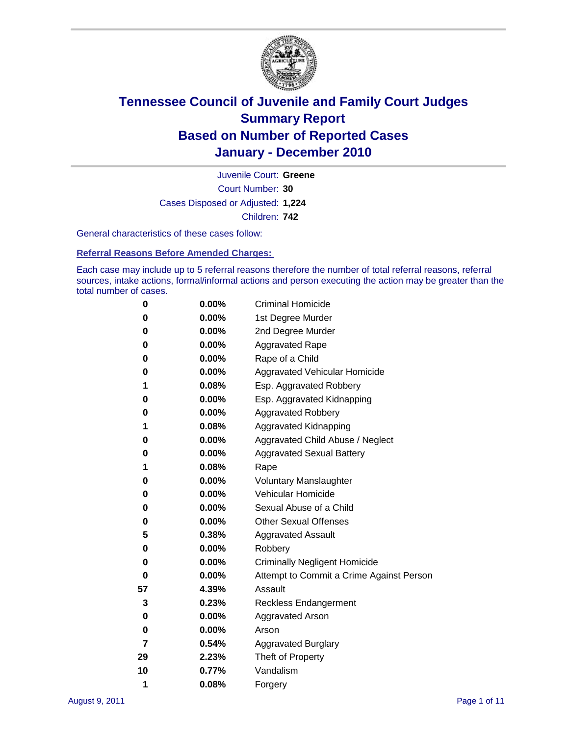# Tennessee Council of Juvenile and Family Court Judges
# Summary Report
# Based on Number of Reported Cases
# January - December 2010

Juvenile Court: **Greene**

Court Number: **30**

Cases Disposed or Adjusted: **1,224**

Children: **742**

General characteristics of these cases follow:

## Referral Reasons Before Amended Charges:

Each case may include up to 5 referral reasons therefore the number of total referral reasons, referral sources, intake actions, formal/informal actions and person executing the action may be greater than the total number of cases.

| | | |
|---|---|---|
| 0 | 0.00% | Criminal Homicide |
| 0 | 0.00% | 1st Degree Murder |
| 0 | 0.00% | 2nd Degree Murder |
| 0 | 0.00% | Aggravated Rape |
| 0 | 0.00% | Rape of a Child |
| 0 | 0.00% | Aggravated Vehicular Homicide |
| 1 | 0.08% | Esp. Aggravated Robbery |
| 0 | 0.00% | Esp. Aggravated Kidnapping |
| 0 | 0.00% | Aggravated Robbery |
| 1 | 0.08% | Aggravated Kidnapping |
| 0 | 0.00% | Aggravated Child Abuse / Neglect |
| 0 | 0.00% | Aggravated Sexual Battery |
| 1 | 0.08% | Rape |
| 0 | 0.00% | Voluntary Manslaughter |
| 0 | 0.00% | Vehicular Homicide |
| 0 | 0.00% | Sexual Abuse of a Child |
| 0 | 0.00% | Other Sexual Offenses |
| 5 | 0.38% | Aggravated Assault |
| 0 | 0.00% | Robbery |
| 0 | 0.00% | Criminally Negligent Homicide |
| 0 | 0.00% | Attempt to Commit a Crime Against Person |
| 57 | 4.39% | Assault |
| 3 | 0.23% | Reckless Endangerment |
| 0 | 0.00% | Aggravated Arson |
| 0 | 0.00% | Arson |
| 7 | 0.54% | Aggravated Burglary |
| 29 | 2.23% | Theft of Property |
| 10 | 0.77% | Vandalism |
| 1 | 0.08% | Forgery |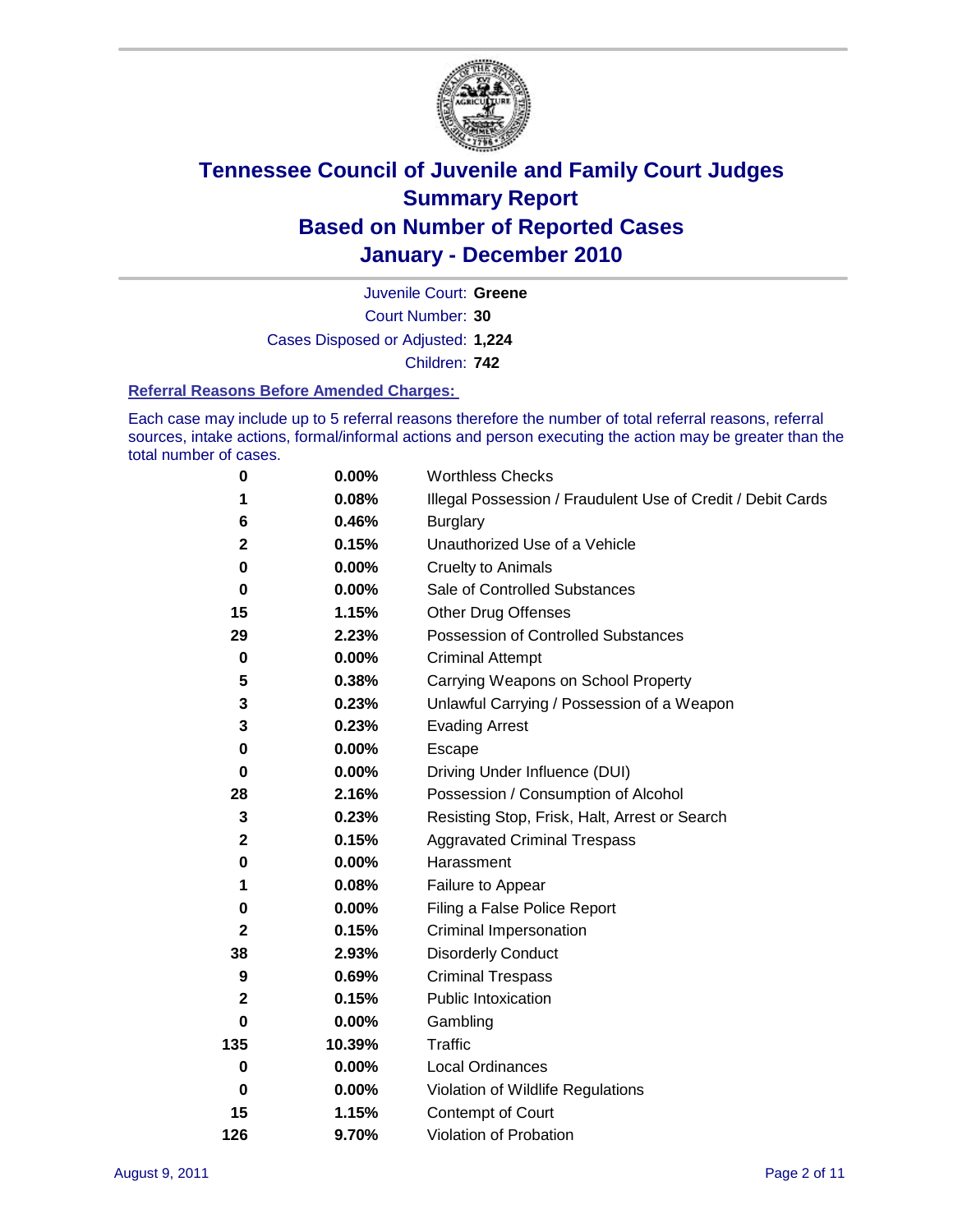# Tennessee Council of Juvenile and Family Court Judges
## Summary Report
## Based on Number of Reported Cases
## January - December 2010

Juvenile Court: **Greene**
Court Number: **30**
Cases Disposed or Adjusted: **1,224**
Children: **742**

### Referral Reasons Before Amended Charges:

Each case may include up to 5 referral reasons therefore the number of total referral reasons, referral sources, intake actions, formal/informal actions and person executing the action may be greater than the total number of cases.

| Count | Percent | Referral Reason |
|---|---|---|
| 0 | 0.00% | Worthless Checks |
| 1 | 0.08% | Illegal Possession / Fraudulent Use of Credit / Debit Cards |
| 6 | 0.46% | Burglary |
| 2 | 0.15% | Unauthorized Use of a Vehicle |
| 0 | 0.00% | Cruelty to Animals |
| 0 | 0.00% | Sale of Controlled Substances |
| 15 | 1.15% | Other Drug Offenses |
| 29 | 2.23% | Possession of Controlled Substances |
| 0 | 0.00% | Criminal Attempt |
| 5 | 0.38% | Carrying Weapons on School Property |
| 3 | 0.23% | Unlawful Carrying / Possession of a Weapon |
| 3 | 0.23% | Evading Arrest |
| 0 | 0.00% | Escape |
| 0 | 0.00% | Driving Under Influence (DUI) |
| 28 | 2.16% | Possession / Consumption of Alcohol |
| 3 | 0.23% | Resisting Stop, Frisk, Halt, Arrest or Search |
| 2 | 0.15% | Aggravated Criminal Trespass |
| 0 | 0.00% | Harassment |
| 1 | 0.08% | Failure to Appear |
| 0 | 0.00% | Filing a False Police Report |
| 2 | 0.15% | Criminal Impersonation |
| 38 | 2.93% | Disorderly Conduct |
| 9 | 0.69% | Criminal Trespass |
| 2 | 0.15% | Public Intoxication |
| 0 | 0.00% | Gambling |
| 135 | 10.39% | Traffic |
| 0 | 0.00% | Local Ordinances |
| 0 | 0.00% | Violation of Wildlife Regulations |
| 15 | 1.15% | Contempt of Court |
| 126 | 9.70% | Violation of Probation |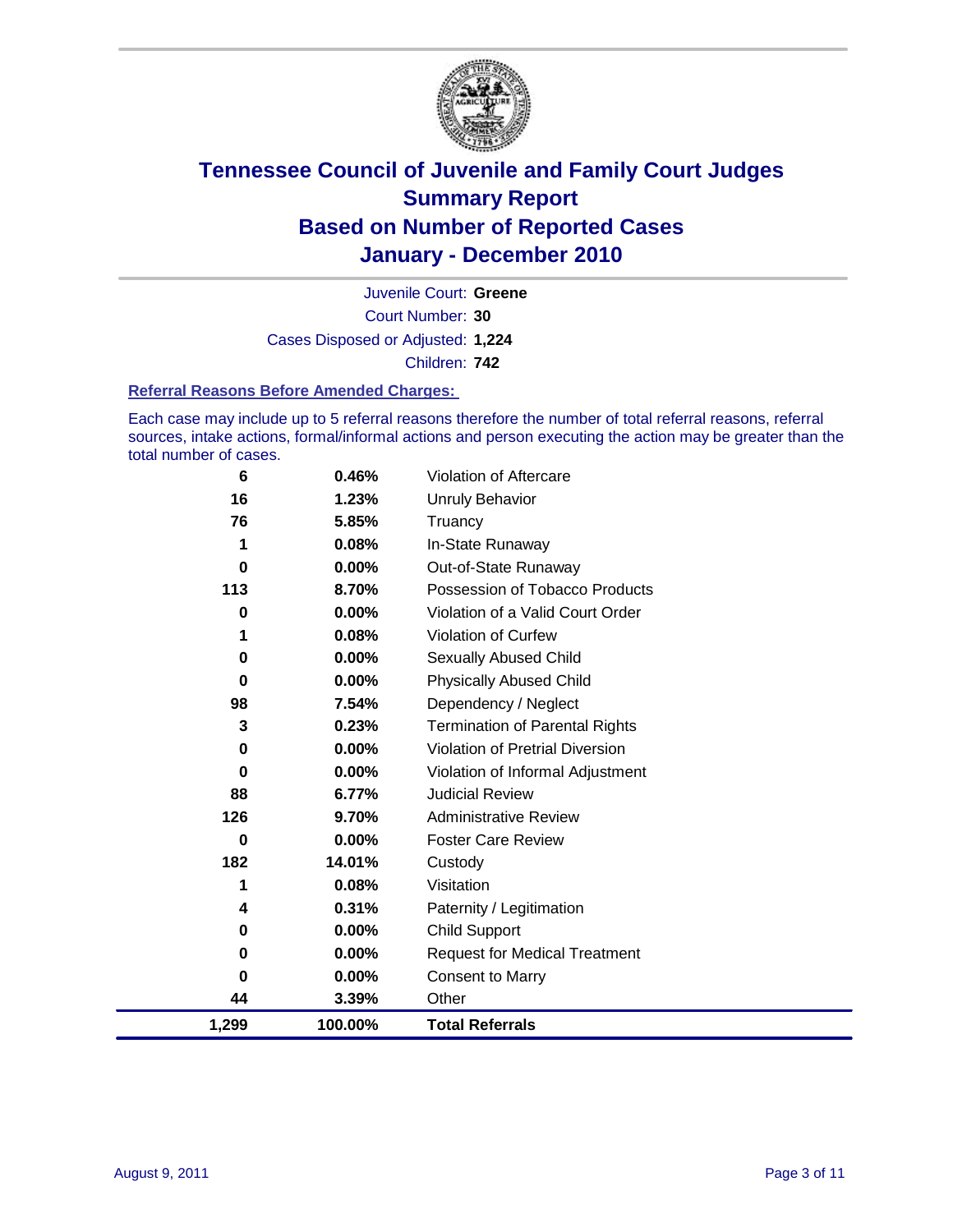# Tennessee Council of Juvenile and Family Court Judges
## Summary Report
## Based on Number of Reported Cases
## January - December 2010

Juvenile Court: **Greene**
Court Number: **30**
Cases Disposed or Adjusted: **1,224**
Children: **742**

### Referral Reasons Before Amended Charges:

Each case may include up to 5 referral reasons therefore the number of total referral reasons, referral sources, intake actions, formal/informal actions and person executing the action may be greater than the total number of cases.

| Count | Percent | Referral Reason |
|---|---|---|
| 6 | 0.46% | Violation of Aftercare |
| 16 | 1.23% | Unruly Behavior |
| 76 | 5.85% | Truancy |
| 1 | 0.08% | In-State Runaway |
| 0 | 0.00% | Out-of-State Runaway |
| 113 | 8.70% | Possession of Tobacco Products |
| 0 | 0.00% | Violation of a Valid Court Order |
| 1 | 0.08% | Violation of Curfew |
| 0 | 0.00% | Sexually Abused Child |
| 0 | 0.00% | Physically Abused Child |
| 98 | 7.54% | Dependency / Neglect |
| 3 | 0.23% | Termination of Parental Rights |
| 0 | 0.00% | Violation of Pretrial Diversion |
| 0 | 0.00% | Violation of Informal Adjustment |
| 88 | 6.77% | Judicial Review |
| 126 | 9.70% | Administrative Review |
| 0 | 0.00% | Foster Care Review |
| 182 | 14.01% | Custody |
| 1 | 0.08% | Visitation |
| 4 | 0.31% | Paternity / Legitimation |
| 0 | 0.00% | Child Support |
| 0 | 0.00% | Request for Medical Treatment |
| 0 | 0.00% | Consent to Marry |
| 44 | 3.39% | Other |
| **1,299** | **100.00%** | **Total Referrals** |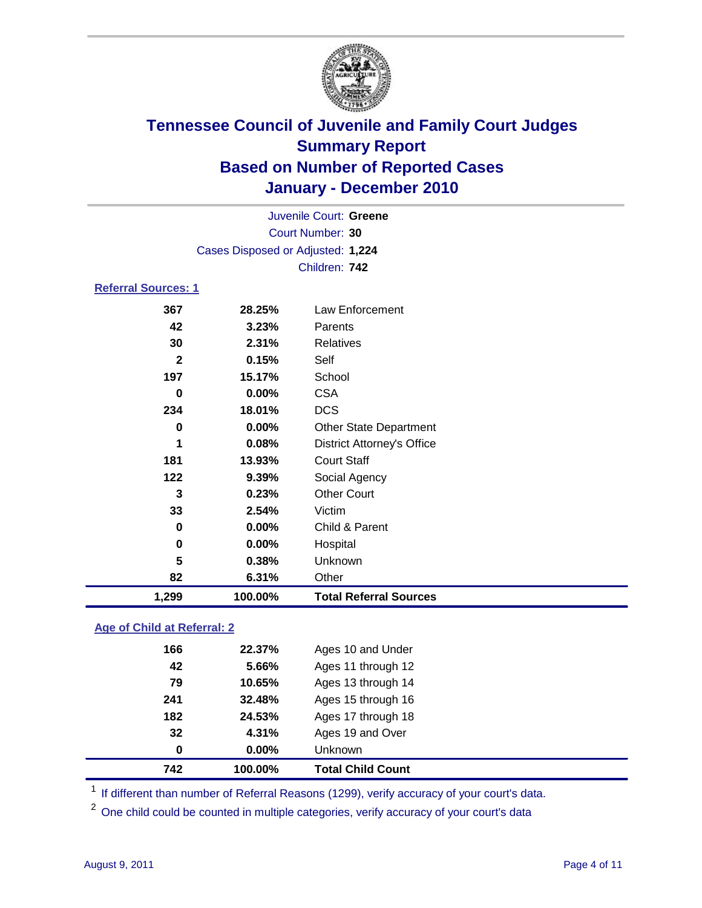# Tennessee Council of Juvenile and Family Court Judges
## Summary Report
## Based on Number of Reported Cases
## January - December 2010

Juvenile Court: **Greene**
Court Number: **30**
Cases Disposed or Adjusted: **1,224**
Children: **742**

### Referral Sources: 1

| Count | Percent | Source |
|---|---|---|
| 367 | 28.25% | Law Enforcement |
| 42 | 3.23% | Parents |
| 30 | 2.31% | Relatives |
| 2 | 0.15% | Self |
| 197 | 15.17% | School |
| 0 | 0.00% | CSA |
| 234 | 18.01% | DCS |
| 0 | 0.00% | Other State Department |
| 1 | 0.08% | District Attorney's Office |
| 181 | 13.93% | Court Staff |
| 122 | 9.39% | Social Agency |
| 3 | 0.23% | Other Court |
| 33 | 2.54% | Victim |
| 0 | 0.00% | Child & Parent |
| 0 | 0.00% | Hospital |
| 5 | 0.38% | Unknown |
| 82 | 6.31% | Other |
| **1,299** | **100.00%** | **Total Referral Sources** |

### Age of Child at Referral: 2

| Count | Percent | Age |
|---|---|---|
| 166 | 22.37% | Ages 10 and Under |
| 42 | 5.66% | Ages 11 through 12 |
| 79 | 10.65% | Ages 13 through 14 |
| 241 | 32.48% | Ages 15 through 16 |
| 182 | 24.53% | Ages 17 through 18 |
| 32 | 4.31% | Ages 19 and Over |
| 0 | 0.00% | Unknown |
| **742** | **100.00%** | **Total Child Count** |

[1] If different than number of Referral Reasons (1299), verify accuracy of your court's data.

[2] One child could be counted in multiple categories, verify accuracy of your court's data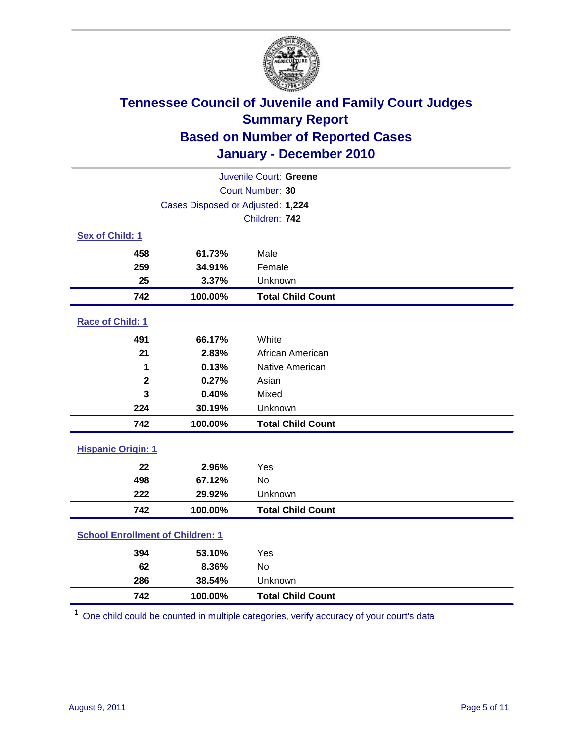# Tennessee Council of Juvenile and Family Court Judges
## Summary Report
## Based on Number of Reported Cases
## January - December 2010

Juvenile Court: **Greene**
Court Number: **30**
Cases Disposed or Adjusted: **1,224**
Children: **742**

### Sex of Child: 1

| | | |
|---|---|---|
| 458 | 61.73% | Male |
| 259 | 34.91% | Female |
| 25 | 3.37% | Unknown |
| **742** | **100.00%** | **Total Child Count** |

### Race of Child: 1

| | | |
|---|---|---|
| 491 | 66.17% | White |
| 21 | 2.83% | African American |
| 1 | 0.13% | Native American |
| 2 | 0.27% | Asian |
| 3 | 0.40% | Mixed |
| 224 | 30.19% | Unknown |
| **742** | **100.00%** | **Total Child Count** |

### Hispanic Origin: 1

| | | |
|---|---|---|
| 22 | 2.96% | Yes |
| 498 | 67.12% | No |
| 222 | 29.92% | Unknown |
| **742** | **100.00%** | **Total Child Count** |

### School Enrollment of Children: 1

| | | |
|---|---|---|
| 394 | 53.10% | Yes |
| 62 | 8.36% | No |
| 286 | 38.54% | Unknown |
| **742** | **100.00%** | **Total Child Count** |

[1] One child could be counted in multiple categories, verify accuracy of your court's data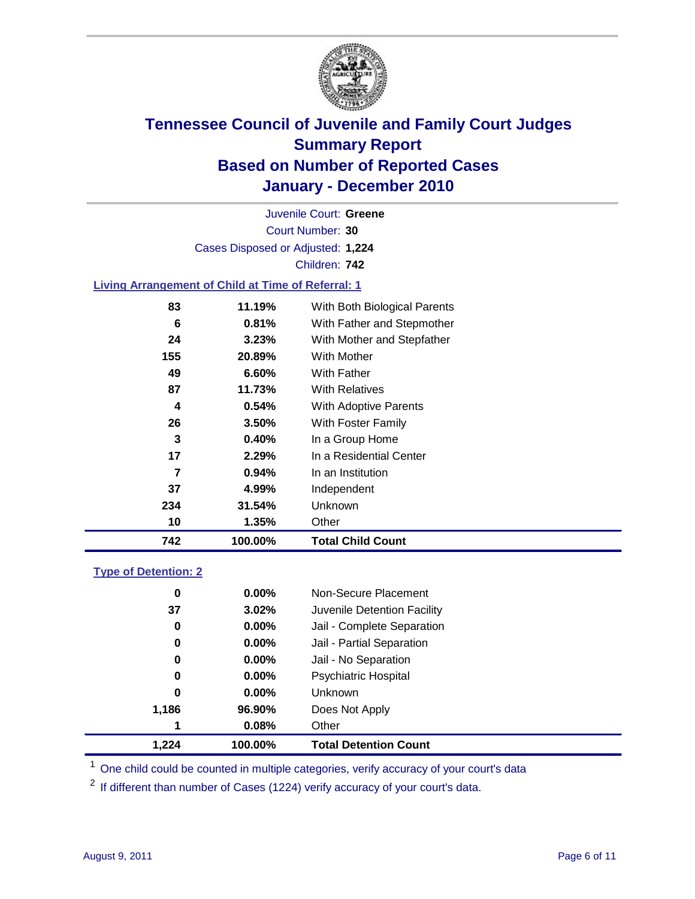# Tennessee Council of Juvenile and Family Court Judges
## Summary Report
## Based on Number of Reported Cases
## January - December 2010

Juvenile Court: **Greene**

Court Number: **30**

Cases Disposed or Adjusted: **1,224**

Children: **742**

### Living Arrangement of Child at Time of Referral: 1

| | | |
|---|---|---|
| 83 | 11.19% | With Both Biological Parents |
| 6 | 0.81% | With Father and Stepmother |
| 24 | 3.23% | With Mother and Stepfather |
| 155 | 20.89% | With Mother |
| 49 | 6.60% | With Father |
| 87 | 11.73% | With Relatives |
| 4 | 0.54% | With Adoptive Parents |
| 26 | 3.50% | With Foster Family |
| 3 | 0.40% | In a Group Home |
| 17 | 2.29% | In a Residential Center |
| 7 | 0.94% | In an Institution |
| 37 | 4.99% | Independent |
| 234 | 31.54% | Unknown |
| 10 | 1.35% | Other |
| **742** | **100.00%** | **Total Child Count** |

### Type of Detention: 2

| | | |
|---|---|---|
| 0 | 0.00% | Non-Secure Placement |
| 37 | 3.02% | Juvenile Detention Facility |
| 0 | 0.00% | Jail - Complete Separation |
| 0 | 0.00% | Jail - Partial Separation |
| 0 | 0.00% | Jail - No Separation |
| 0 | 0.00% | Psychiatric Hospital |
| 0 | 0.00% | Unknown |
| 1,186 | 96.90% | Does Not Apply |
| 1 | 0.08% | Other |
| **1,224** | **100.00%** | **Total Detention Count** |

[1] One child could be counted in multiple categories, verify accuracy of your court's data

[2] If different than number of Cases (1224) verify accuracy of your court's data.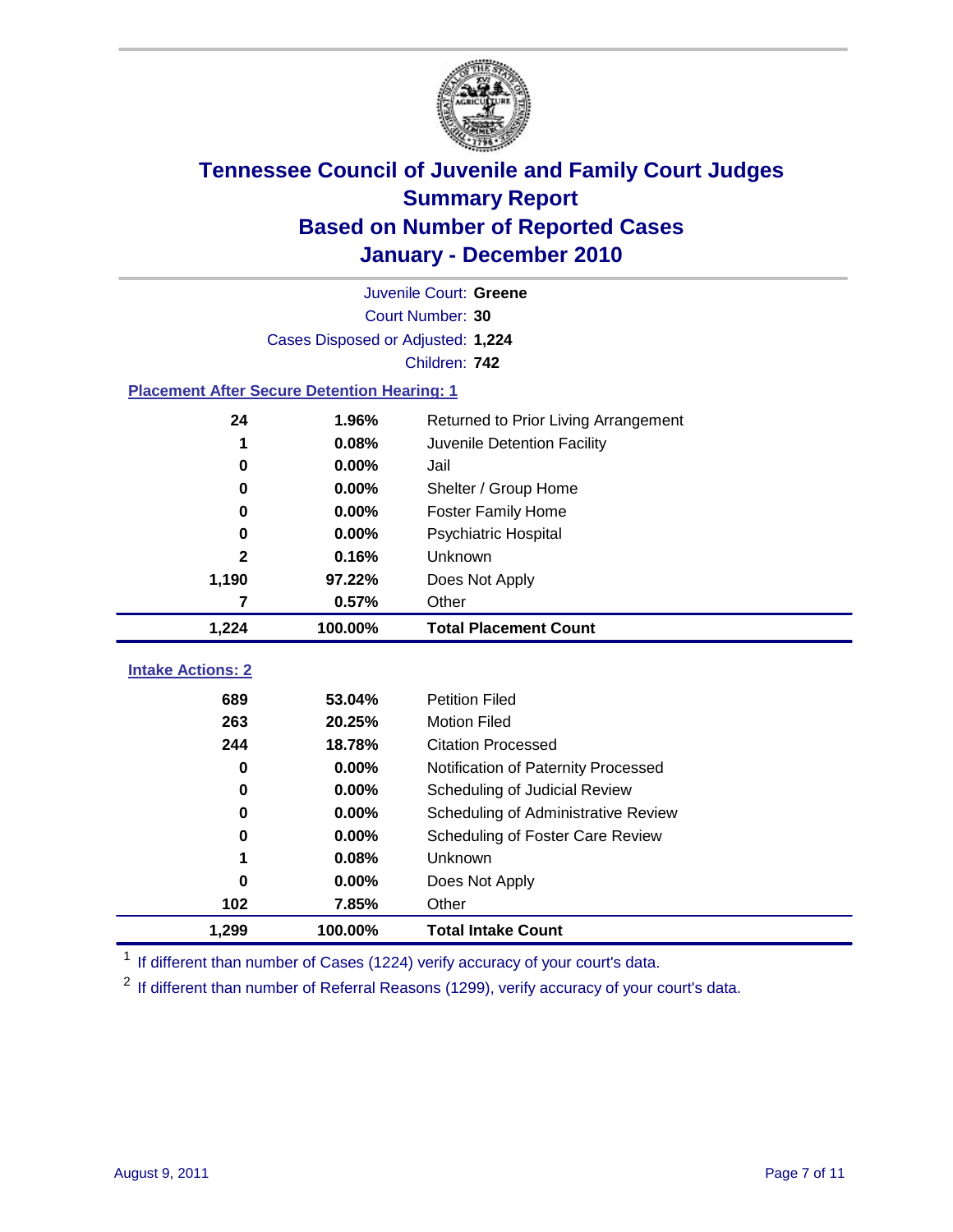# Tennessee Council of Juvenile and Family Court Judges
## Summary Report
## Based on Number of Reported Cases
## January - December 2010

Juvenile Court: **Greene**

Court Number: **30**

Cases Disposed or Adjusted: **1,224**

Children: **742**

### Placement After Secure Detention Hearing: 1

| | | |
|---|---|---|
| 24 | 1.96% | Returned to Prior Living Arrangement |
| 1 | 0.08% | Juvenile Detention Facility |
| 0 | 0.00% | Jail |
| 0 | 0.00% | Shelter / Group Home |
| 0 | 0.00% | Foster Family Home |
| 0 | 0.00% | Psychiatric Hospital |
| 2 | 0.16% | Unknown |
| 1,190 | 97.22% | Does Not Apply |
| 7 | 0.57% | Other |
| **1,224** | **100.00%** | **Total Placement Count** |

### Intake Actions: 2

| | | |
|---|---|---|
| 689 | 53.04% | Petition Filed |
| 263 | 20.25% | Motion Filed |
| 244 | 18.78% | Citation Processed |
| 0 | 0.00% | Notification of Paternity Processed |
| 0 | 0.00% | Scheduling of Judicial Review |
| 0 | 0.00% | Scheduling of Administrative Review |
| 0 | 0.00% | Scheduling of Foster Care Review |
| 1 | 0.08% | Unknown |
| 0 | 0.00% | Does Not Apply |
| 102 | 7.85% | Other |
| **1,299** | **100.00%** | **Total Intake Count** |

[1] If different than number of Cases (1224) verify accuracy of your court's data.

[2] If different than number of Referral Reasons (1299), verify accuracy of your court's data.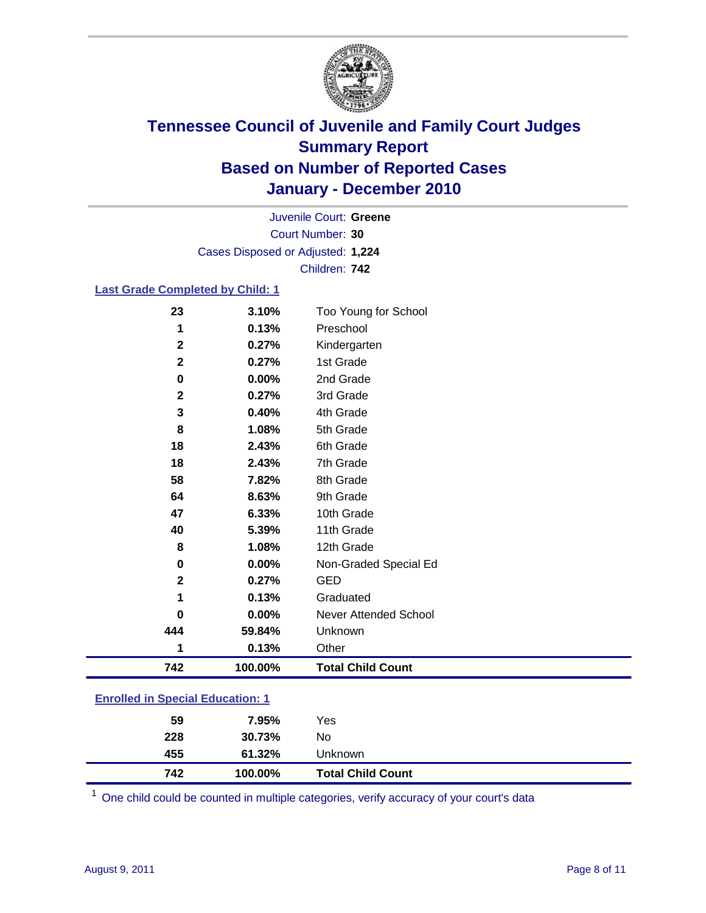# Tennessee Council of Juvenile and Family Court Judges
## Summary Report
## Based on Number of Reported Cases
## January - December 2010

Juvenile Court: **Greene**
Court Number: **30**
Cases Disposed or Adjusted: **1,224**
Children: **742**

### Last Grade Completed by Child: 1

| Count | Percent | Category |
|---|---|---|
| 23 | 3.10% | Too Young for School |
| 1 | 0.13% | Preschool |
| 2 | 0.27% | Kindergarten |
| 2 | 0.27% | 1st Grade |
| 0 | 0.00% | 2nd Grade |
| 2 | 0.27% | 3rd Grade |
| 3 | 0.40% | 4th Grade |
| 8 | 1.08% | 5th Grade |
| 18 | 2.43% | 6th Grade |
| 18 | 2.43% | 7th Grade |
| 58 | 7.82% | 8th Grade |
| 64 | 8.63% | 9th Grade |
| 47 | 6.33% | 10th Grade |
| 40 | 5.39% | 11th Grade |
| 8 | 1.08% | 12th Grade |
| 0 | 0.00% | Non-Graded Special Ed |
| 2 | 0.27% | GED |
| 1 | 0.13% | Graduated |
| 0 | 0.00% | Never Attended School |
| 444 | 59.84% | Unknown |
| 1 | 0.13% | Other |
| **742** | **100.00%** | **Total Child Count** |

### Enrolled in Special Education: 1

| Count | Percent | Category |
|---|---|---|
| 59 | 7.95% | Yes |
| 228 | 30.73% | No |
| 455 | 61.32% | Unknown |
| **742** | **100.00%** | **Total Child Count** |

[1] One child could be counted in multiple categories, verify accuracy of your court's data

August 9, 2011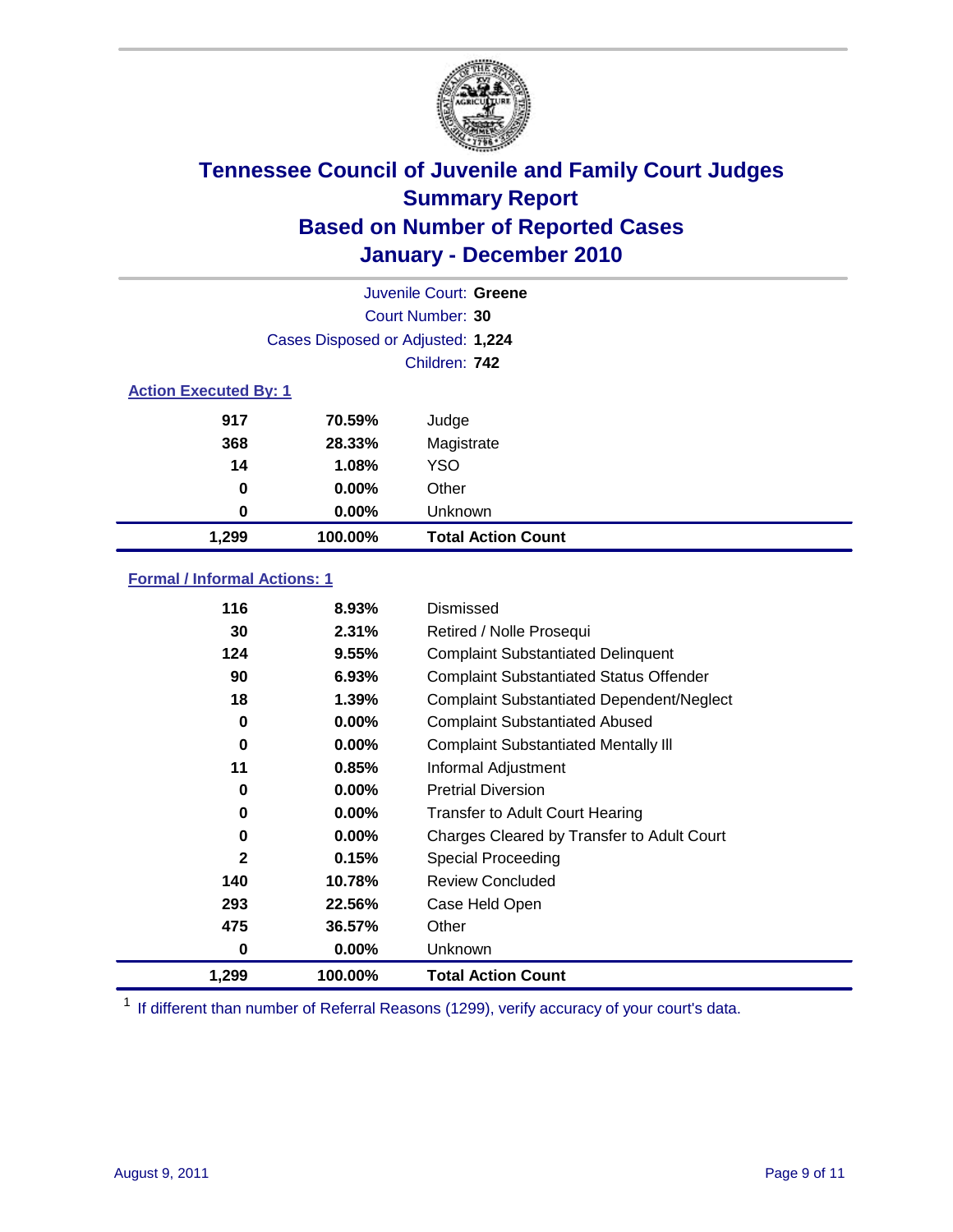# Tennessee Council of Juvenile and Family Court Judges
## Summary Report
## Based on Number of Reported Cases
## January - December 2010

Juvenile Court: **Greene**

Court Number: **30**

Cases Disposed or Adjusted: **1,224**

Children: **742**

### Action Executed By: 1

| | | |
|---|---|---|
| 917 | 70.59% | Judge |
| 368 | 28.33% | Magistrate |
| 14 | 1.08% | YSO |
| 0 | 0.00% | Other |
| 0 | 0.00% | Unknown |
| **1,299** | **100.00%** | **Total Action Count** |

### Formal / Informal Actions: 1

| | | |
|---|---|---|
| 116 | 8.93% | Dismissed |
| 30 | 2.31% | Retired / Nolle Prosequi |
| 124 | 9.55% | Complaint Substantiated Delinquent |
| 90 | 6.93% | Complaint Substantiated Status Offender |
| 18 | 1.39% | Complaint Substantiated Dependent/Neglect |
| 0 | 0.00% | Complaint Substantiated Abused |
| 0 | 0.00% | Complaint Substantiated Mentally Ill |
| 11 | 0.85% | Informal Adjustment |
| 0 | 0.00% | Pretrial Diversion |
| 0 | 0.00% | Transfer to Adult Court Hearing |
| 0 | 0.00% | Charges Cleared by Transfer to Adult Court |
| 2 | 0.15% | Special Proceeding |
| 140 | 10.78% | Review Concluded |
| 293 | 22.56% | Case Held Open |
| 475 | 36.57% | Other |
| 0 | 0.00% | Unknown |
| **1,299** | **100.00%** | **Total Action Count** |

[1] If different than number of Referral Reasons (1299), verify accuracy of your court's data.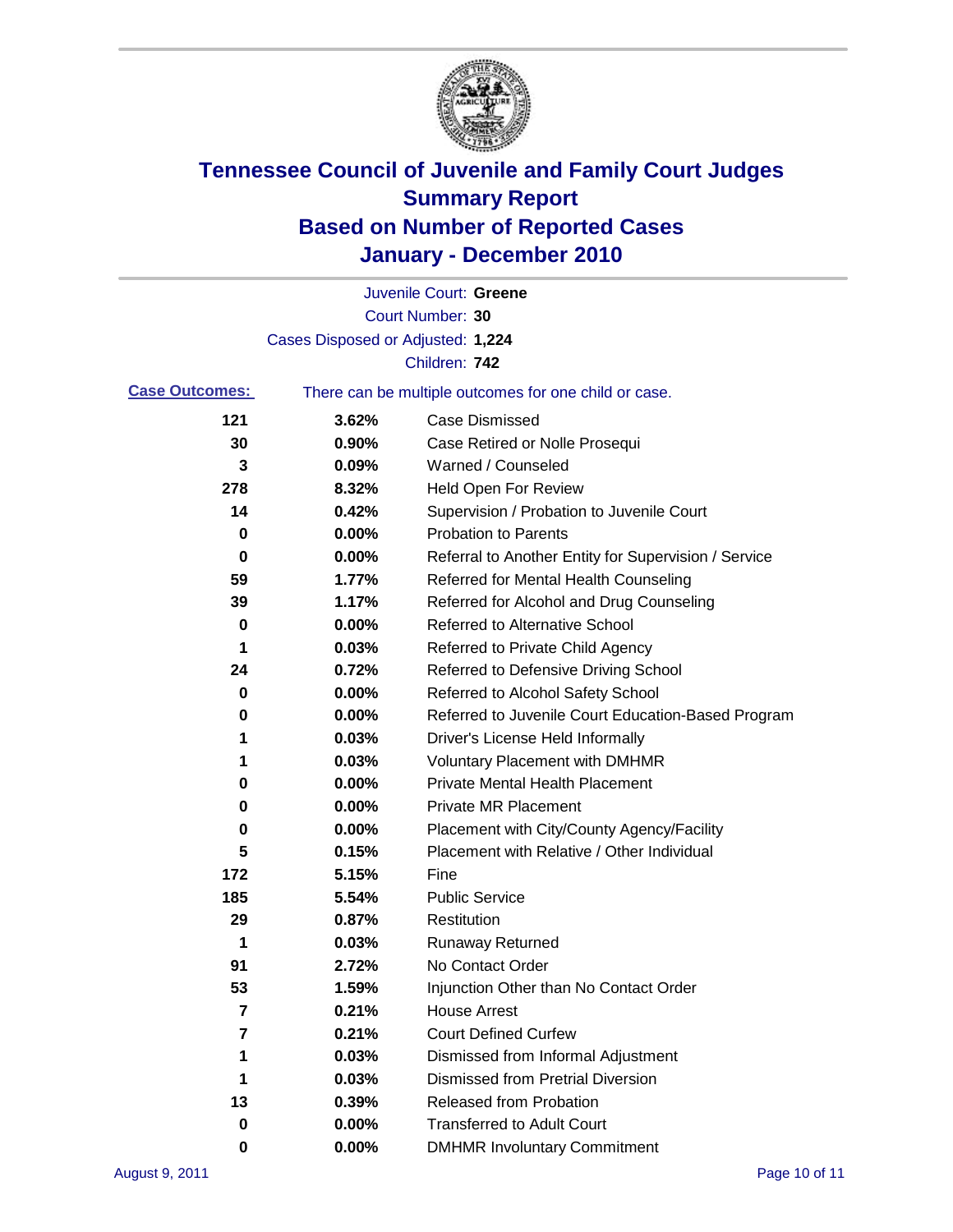# Tennessee Council of Juvenile and Family Court Judges
## Summary Report
## Based on Number of Reported Cases
## January - December 2010

Juvenile Court: **Greene**
Court Number: **30**
Cases Disposed or Adjusted: **1,224**
Children: **742**

**Case Outcomes:** There can be multiple outcomes for one child or case.

| Count | Percent | Outcome |
|---|---|---|
| 121 | 3.62% | Case Dismissed |
| 30 | 0.90% | Case Retired or Nolle Prosequi |
| 3 | 0.09% | Warned / Counseled |
| 278 | 8.32% | Held Open For Review |
| 14 | 0.42% | Supervision / Probation to Juvenile Court |
| 0 | 0.00% | Probation to Parents |
| 0 | 0.00% | Referral to Another Entity for Supervision / Service |
| 59 | 1.77% | Referred for Mental Health Counseling |
| 39 | 1.17% | Referred for Alcohol and Drug Counseling |
| 0 | 0.00% | Referred to Alternative School |
| 1 | 0.03% | Referred to Private Child Agency |
| 24 | 0.72% | Referred to Defensive Driving School |
| 0 | 0.00% | Referred to Alcohol Safety School |
| 0 | 0.00% | Referred to Juvenile Court Education-Based Program |
| 1 | 0.03% | Driver's License Held Informally |
| 1 | 0.03% | Voluntary Placement with DMHMR |
| 0 | 0.00% | Private Mental Health Placement |
| 0 | 0.00% | Private MR Placement |
| 0 | 0.00% | Placement with City/County Agency/Facility |
| 5 | 0.15% | Placement with Relative / Other Individual |
| 172 | 5.15% | Fine |
| 185 | 5.54% | Public Service |
| 29 | 0.87% | Restitution |
| 1 | 0.03% | Runaway Returned |
| 91 | 2.72% | No Contact Order |
| 53 | 1.59% | Injunction Other than No Contact Order |
| 7 | 0.21% | House Arrest |
| 7 | 0.21% | Court Defined Curfew |
| 1 | 0.03% | Dismissed from Informal Adjustment |
| 1 | 0.03% | Dismissed from Pretrial Diversion |
| 13 | 0.39% | Released from Probation |
| 0 | 0.00% | Transferred to Adult Court |
| 0 | 0.00% | DMHMR Involuntary Commitment |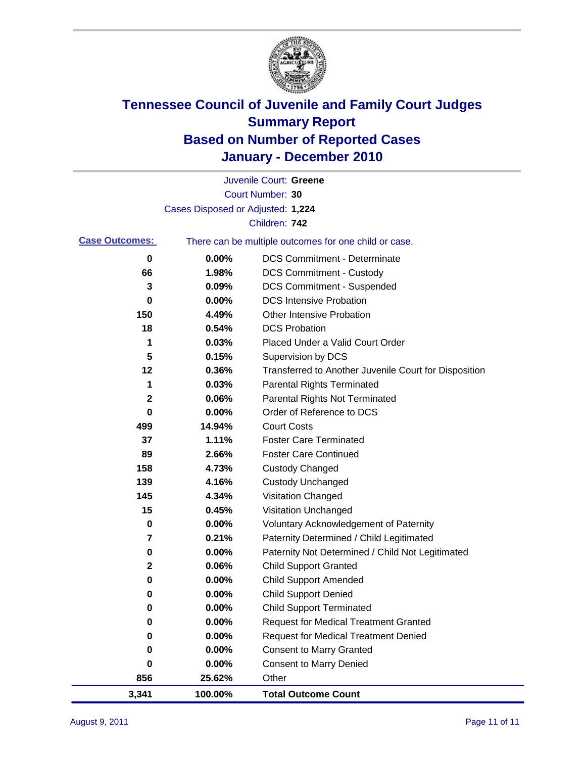# Tennessee Council of Juvenile and Family Court Judges
## Summary Report
## Based on Number of Reported Cases
## January - December 2010

Juvenile Court: **Greene**
Court Number: **30**
Cases Disposed or Adjusted: **1,224**
Children: **742**

**Case Outcomes:** There can be multiple outcomes for one child or case.

| | | |
|---|---|---|
| 0 | 0.00% | DCS Commitment - Determinate |
| 66 | 1.98% | DCS Commitment - Custody |
| 3 | 0.09% | DCS Commitment - Suspended |
| 0 | 0.00% | DCS Intensive Probation |
| 150 | 4.49% | Other Intensive Probation |
| 18 | 0.54% | DCS Probation |
| 1 | 0.03% | Placed Under a Valid Court Order |
| 5 | 0.15% | Supervision by DCS |
| 12 | 0.36% | Transferred to Another Juvenile Court for Disposition |
| 1 | 0.03% | Parental Rights Terminated |
| 2 | 0.06% | Parental Rights Not Terminated |
| 0 | 0.00% | Order of Reference to DCS |
| 499 | 14.94% | Court Costs |
| 37 | 1.11% | Foster Care Terminated |
| 89 | 2.66% | Foster Care Continued |
| 158 | 4.73% | Custody Changed |
| 139 | 4.16% | Custody Unchanged |
| 145 | 4.34% | Visitation Changed |
| 15 | 0.45% | Visitation Unchanged |
| 0 | 0.00% | Voluntary Acknowledgement of Paternity |
| 7 | 0.21% | Paternity Determined / Child Legitimated |
| 0 | 0.00% | Paternity Not Determined / Child Not Legitimated |
| 2 | 0.06% | Child Support Granted |
| 0 | 0.00% | Child Support Amended |
| 0 | 0.00% | Child Support Denied |
| 0 | 0.00% | Child Support Terminated |
| 0 | 0.00% | Request for Medical Treatment Granted |
| 0 | 0.00% | Request for Medical Treatment Denied |
| 0 | 0.00% | Consent to Marry Granted |
| 0 | 0.00% | Consent to Marry Denied |
| 856 | 25.62% | Other |
| **3,341** | **100.00%** | **Total Outcome Count** |